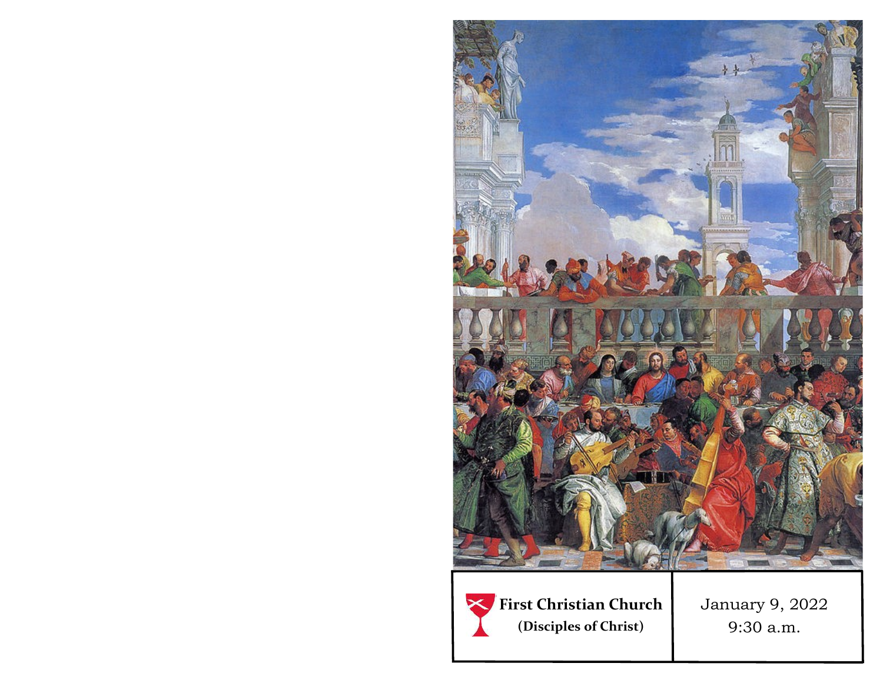**First Christian Church**
**(Disciples of Christ)**

January 9, 2022
9:30 a.m.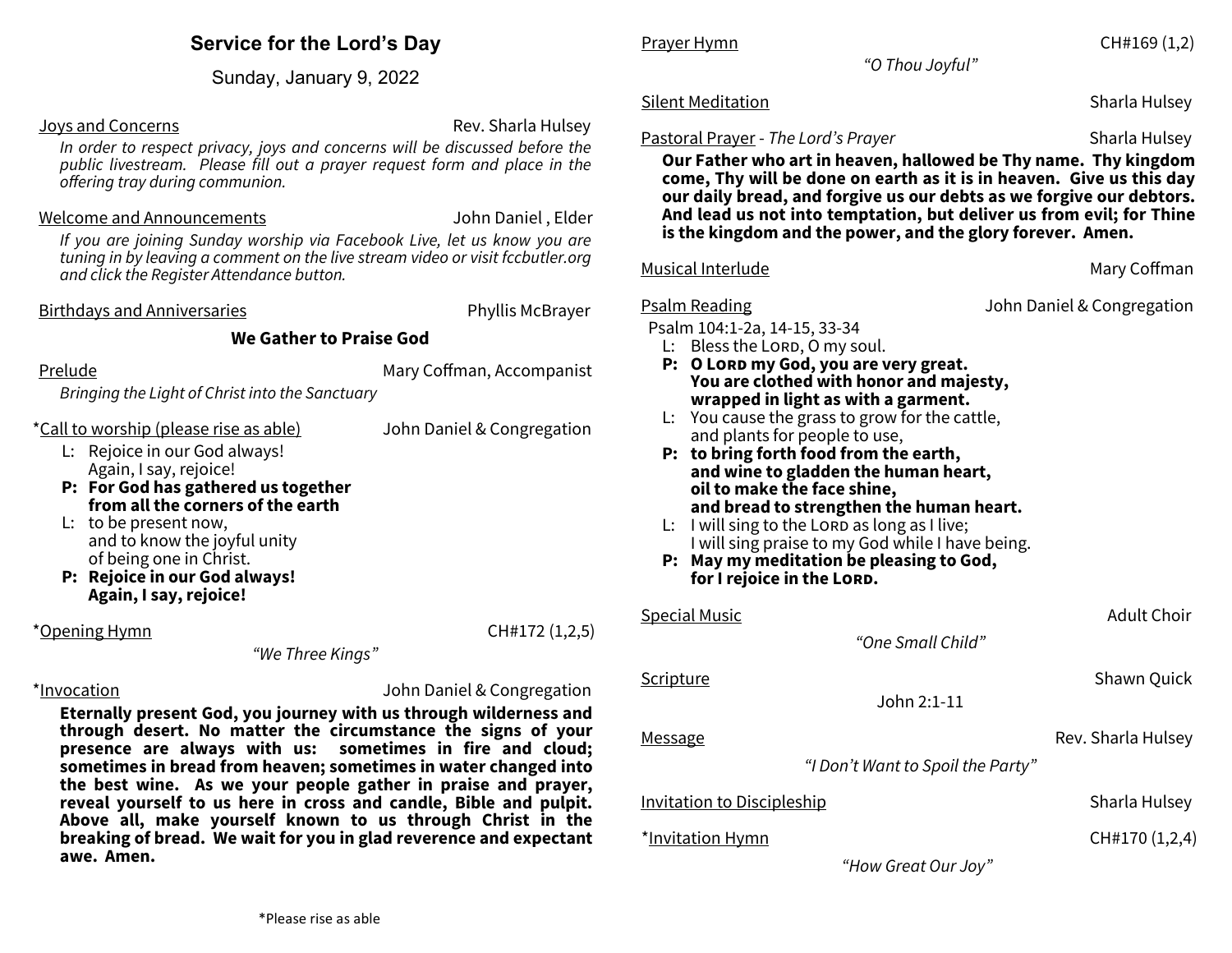## Service for the Lord's Day

Sunday, January 9, 2022

Joys and Concerns — Rev. Sharla Hulsey

*In order to respect privacy, joys and concerns will be discussed before the public livestream. Please fill out a prayer request form and place in the offering tray during communion.*

Welcome and Announcements — John Daniel , Elder

*If you are joining Sunday worship via Facebook Live, let us know you are tuning in by leaving a comment on the live stream video or visit fccbutler.org and click the Register Attendance button.*

Birthdays and Anniversaries — Phyllis McBrayer

### We Gather to Praise God

Prelude — Mary Coffman, Accompanist

*Bringing the Light of Christ into the Sanctuary*

*Call to worship (please rise as able) — John Daniel & Congregation

L: Rejoice in our God always!
Again, I say, rejoice!
**P: For God has gathered us together from all the corners of the earth**
L: to be present now,
and to know the joyful unity
of being one in Christ.
**P: Rejoice in our God always!
Again, I say, rejoice!**

*Opening Hymn — CH#172 (1,2,5)

*"We Three Kings"*

*Invocation — John Daniel & Congregation

**Eternally present God, you journey with us through wilderness and through desert. No matter the circumstance the signs of your presence are always with us: sometimes in fire and cloud; sometimes in bread from heaven; sometimes in water changed into the best wine. As we your people gather in praise and prayer, reveal yourself to us here in cross and candle, Bible and pulpit. Above all, make yourself known to us through Christ in the breaking of bread. We wait for you in glad reverence and expectant awe. Amen.**

*Please rise as able

Prayer Hymn — CH#169 (1,2)

*"O Thou Joyful"*

Silent Meditation — Sharla Hulsey

Pastoral Prayer - *The Lord's Prayer* — Sharla Hulsey

**Our Father who art in heaven, hallowed be Thy name. Thy kingdom come, Thy will be done on earth as it is in heaven. Give us this day our daily bread, and forgive us our debts as we forgive our debtors. And lead us not into temptation, but deliver us from evil; for Thine is the kingdom and the power, and the glory forever. Amen.**

Musical Interlude — Mary Coffman

Psalm Reading — John Daniel & Congregation

Psalm 104:1-2a, 14-15, 33-34

L: Bless the LORD, O my soul.
**P: O LORD my God, you are very great.
You are clothed with honor and majesty,
wrapped in light as with a garment.**
L: You cause the grass to grow for the cattle,
and plants for people to use,
**P: to bring forth food from the earth,
and wine to gladden the human heart,
oil to make the face shine,
and bread to strengthen the human heart.**
L: I will sing to the LORD as long as I live;
I will sing praise to my God while I have being.
**P: May my meditation be pleasing to God,
for I rejoice in the LORD.**

Special Music — Adult Choir

*"One Small Child"*

Scripture — Shawn Quick

John 2:1-11

Message — Rev. Sharla Hulsey

*"I Don't Want to Spoil the Party"*

Invitation to Discipleship — Sharla Hulsey

*Invitation Hymn — CH#170 (1,2,4)

*"How Great Our Joy"*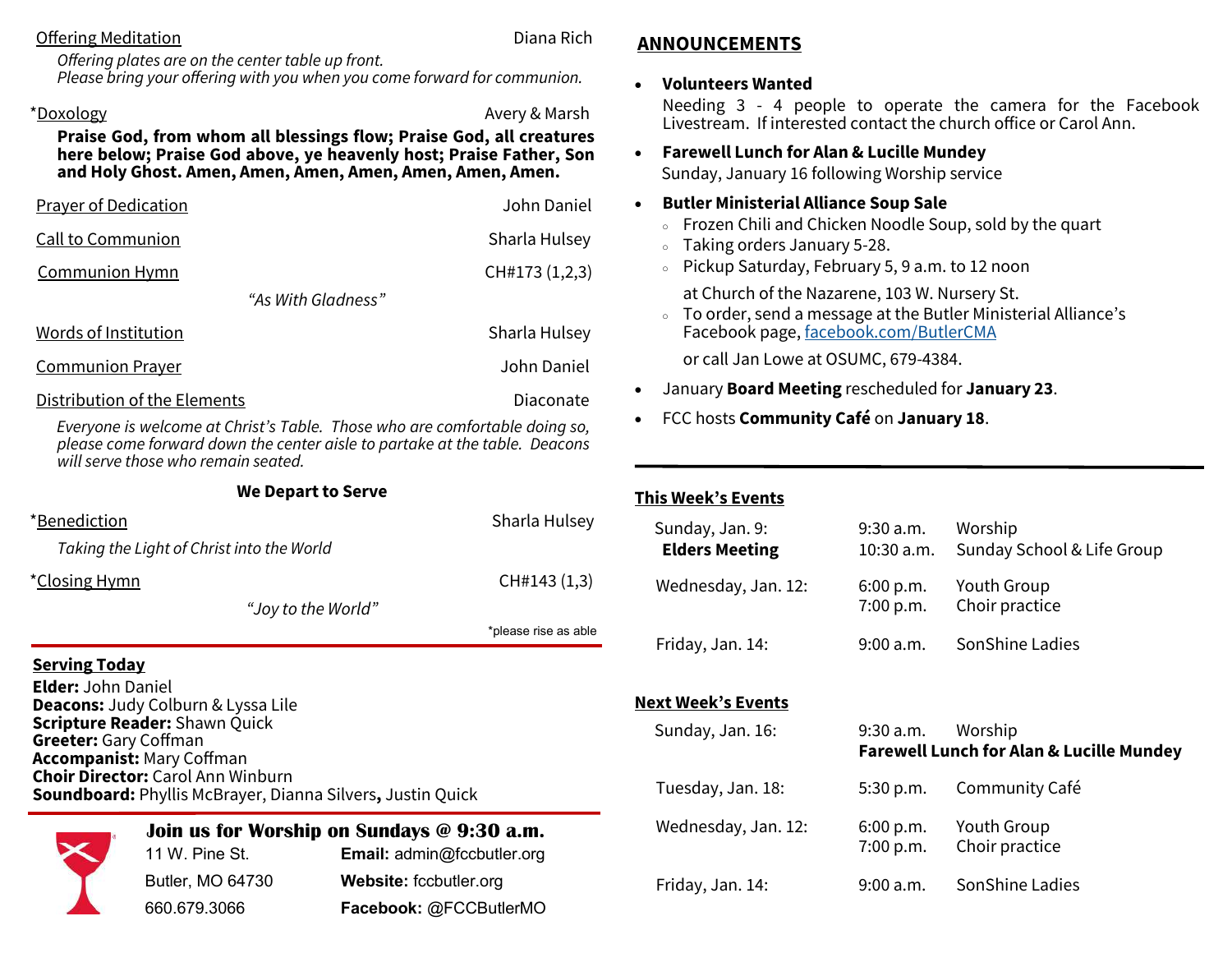Offering Meditation — Diana Rich

*Offering plates are on the center table up front.*
*Please bring your offering with you when you come forward for communion.*

*Doxology — Avery & Marsh

**Praise God, from whom all blessings flow; Praise God, all creatures here below; Praise God above, ye heavenly host; Praise Father, Son and Holy Ghost. Amen, Amen, Amen, Amen, Amen, Amen, Amen.**

Prayer of Dedication — John Daniel

Call to Communion — Sharla Hulsey

Communion Hymn — CH#173 (1,2,3)

*"As With Gladness"*

Words of Institution — Sharla Hulsey

Communion Prayer — John Daniel

Distribution of the Elements — Diaconate

*Everyone is welcome at Christ's Table. Those who are comfortable doing so, please come forward down the center aisle to partake at the table. Deacons will serve those who remain seated.*

**We Depart to Serve**

*Benediction — Sharla Hulsey

*Taking the Light of Christ into the World*

*Closing Hymn — CH#143 (1,3)

*"Joy to the World"*

*please rise as able

## Serving Today

**Elder:** John Daniel
**Deacons:** Judy Colburn & Lyssa Lile
**Scripture Reader:** Shawn Quick
**Greeter:** Gary Coffman
**Accompanist:** Mary Coffman
**Choir Director:** Carol Ann Winburn
**Soundboard:** Phyllis McBrayer, Dianna Silvers, Justin Quick

**Join us for Worship on Sundays @ 9:30 a.m.**

11 W. Pine St.
Butler, MO 64730
660.679.3066

**Email:** admin@fccbutler.org
**Website:** fccbutler.org
**Facebook:** @FCCButlerMO

## ANNOUNCEMENTS

- **Volunteers Wanted**
  Needing 3 - 4 people to operate the camera for the Facebook Livestream. If interested contact the church office or Carol Ann.
- **Farewell Lunch for Alan & Lucille Mundey**
  Sunday, January 16 following Worship service
- **Butler Ministerial Alliance Soup Sale**
  - Frozen Chili and Chicken Noodle Soup, sold by the quart
  - Taking orders January 5-28.
  - Pickup Saturday, February 5, 9 a.m. to 12 noon
    at Church of the Nazarene, 103 W. Nursery St.
  - To order, send a message at the Butler Ministerial Alliance's Facebook page, facebook.com/ButlerCMA
    or call Jan Lowe at OSUMC, 679-4384.
- January **Board Meeting** rescheduled for **January 23**.
- FCC hosts **Community Café** on **January 18**.

## This Week's Events

| | | |
|---|---|---|
| Sunday, Jan. 9: | 9:30 a.m. | Worship |
| **Elders Meeting** | 10:30 a.m. | Sunday School & Life Group |
| Wednesday, Jan. 12: | 6:00 p.m. | Youth Group |
| | 7:00 p.m. | Choir practice |
| Friday, Jan. 14: | 9:00 a.m. | SonShine Ladies |

## Next Week's Events

| | | |
|---|---|---|
| Sunday, Jan. 16: | 9:30 a.m. | Worship |
| | **Farewell Lunch for Alan & Lucille Mundey** | |
| Tuesday, Jan. 18: | 5:30 p.m. | Community Café |
| Wednesday, Jan. 12: | 6:00 p.m. | Youth Group |
| | 7:00 p.m. | Choir practice |
| Friday, Jan. 14: | 9:00 a.m. | SonShine Ladies |